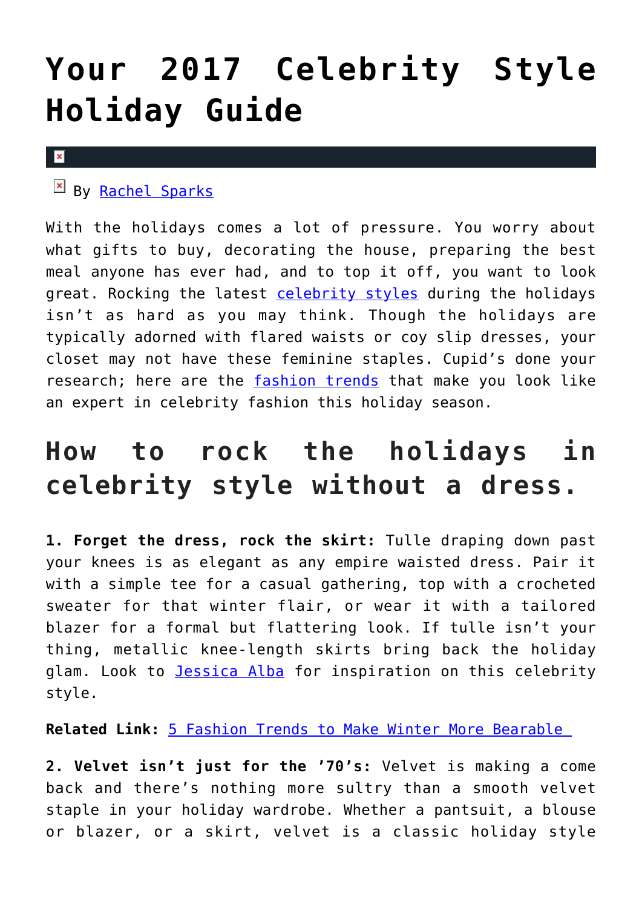# Your 2017 Celebrity Style Holiday Guide

By Rachel Sparks

With the holidays comes a lot of pressure. You worry about what gifts to buy, decorating the house, preparing the best meal anyone has ever had, and to top it off, you want to look great. Rocking the latest celebrity styles during the holidays isn't as hard as you may think. Though the holidays are typically adorned with flared waists or coy slip dresses, your closet may not have these feminine staples. Cupid's done your research; here are the fashion trends that make you look like an expert in celebrity fashion this holiday season.

## How to rock the holidays in celebrity style without a dress.

**1. Forget the dress, rock the skirt:** Tulle draping down past your knees is as elegant as any empire waisted dress. Pair it with a simple tee for a casual gathering, top with a crocheted sweater for that winter flair, or wear it with a tailored blazer for a formal but flattering look. If tulle isn't your thing, metallic knee-length skirts bring back the holiday glam. Look to Jessica Alba for inspiration on this celebrity style.

**Related Link:** 5 Fashion Trends to Make Winter More Bearable

**2. Velvet isn't just for the '70's:** Velvet is making a come back and there's nothing more sultry than a smooth velvet staple in your holiday wardrobe. Whether a pantsuit, a blouse or blazer, or a skirt, velvet is a classic holiday style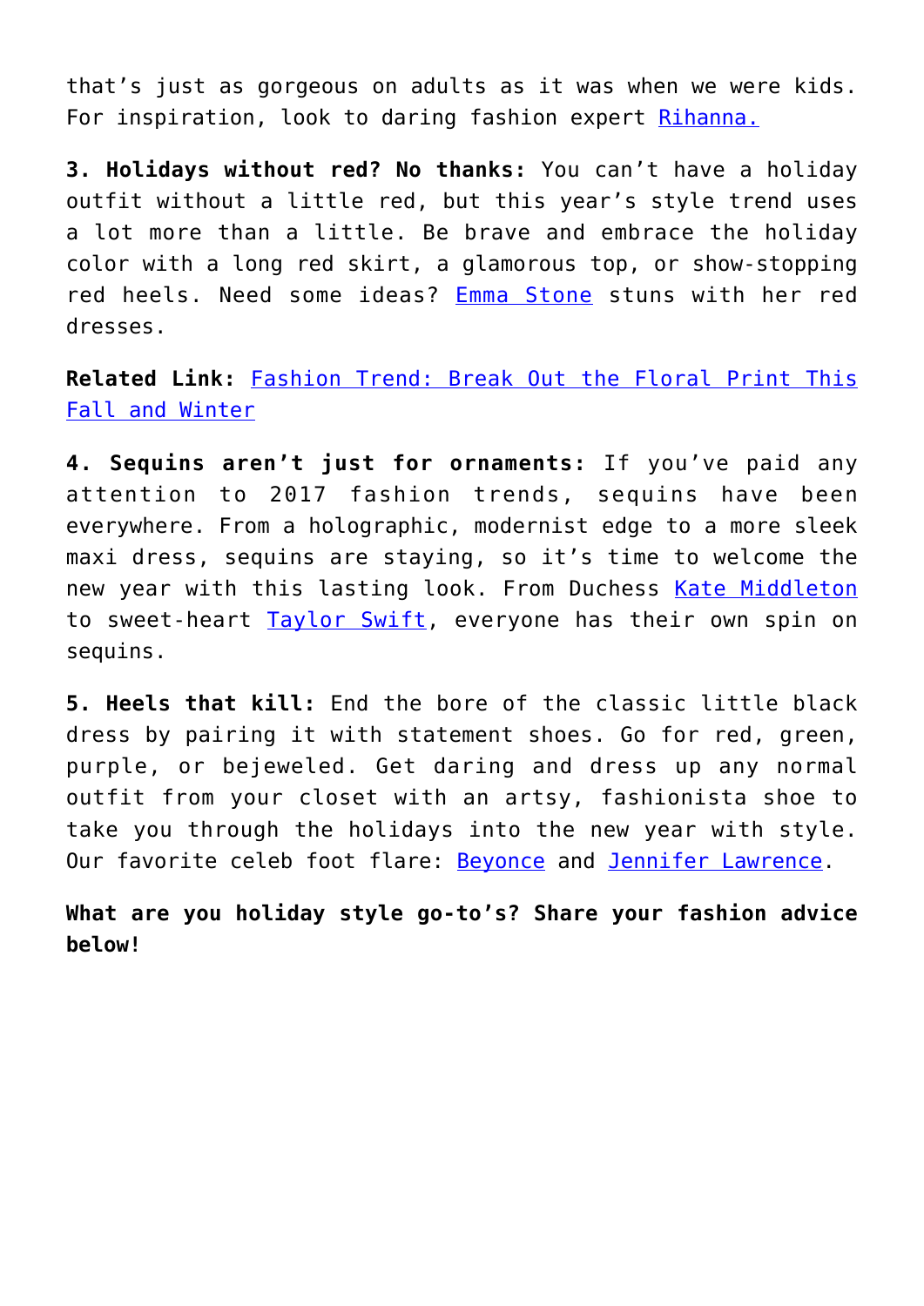that's just as gorgeous on adults as it was when we were kids. For inspiration, look to daring fashion expert [Rihanna.]()

**3. Holidays without red? No thanks:** You can't have a holiday outfit without a little red, but this year's style trend uses a lot more than a little. Be brave and embrace the holiday color with a long red skirt, a glamorous top, or show-stopping red heels. Need some ideas? [Emma Stone]() stuns with her red dresses.

**Related Link:** [Fashion Trend: Break Out the Floral Print This Fall and Winter]()

**4. Sequins aren't just for ornaments:** If you've paid any attention to 2017 fashion trends, sequins have been everywhere. From a holographic, modernist edge to a more sleek maxi dress, sequins are staying, so it's time to welcome the new year with this lasting look. From Duchess [Kate Middleton]() to sweet-heart [Taylor Swift](), everyone has their own spin on sequins.

**5. Heels that kill:** End the bore of the classic little black dress by pairing it with statement shoes. Go for red, green, purple, or bejeweled. Get daring and dress up any normal outfit from your closet with an artsy, fashionista shoe to take you through the holidays into the new year with style. Our favorite celeb foot flare: [Beyonce]() and [Jennifer Lawrence]().

**What are you holiday style go-to's? Share your fashion advice below!**